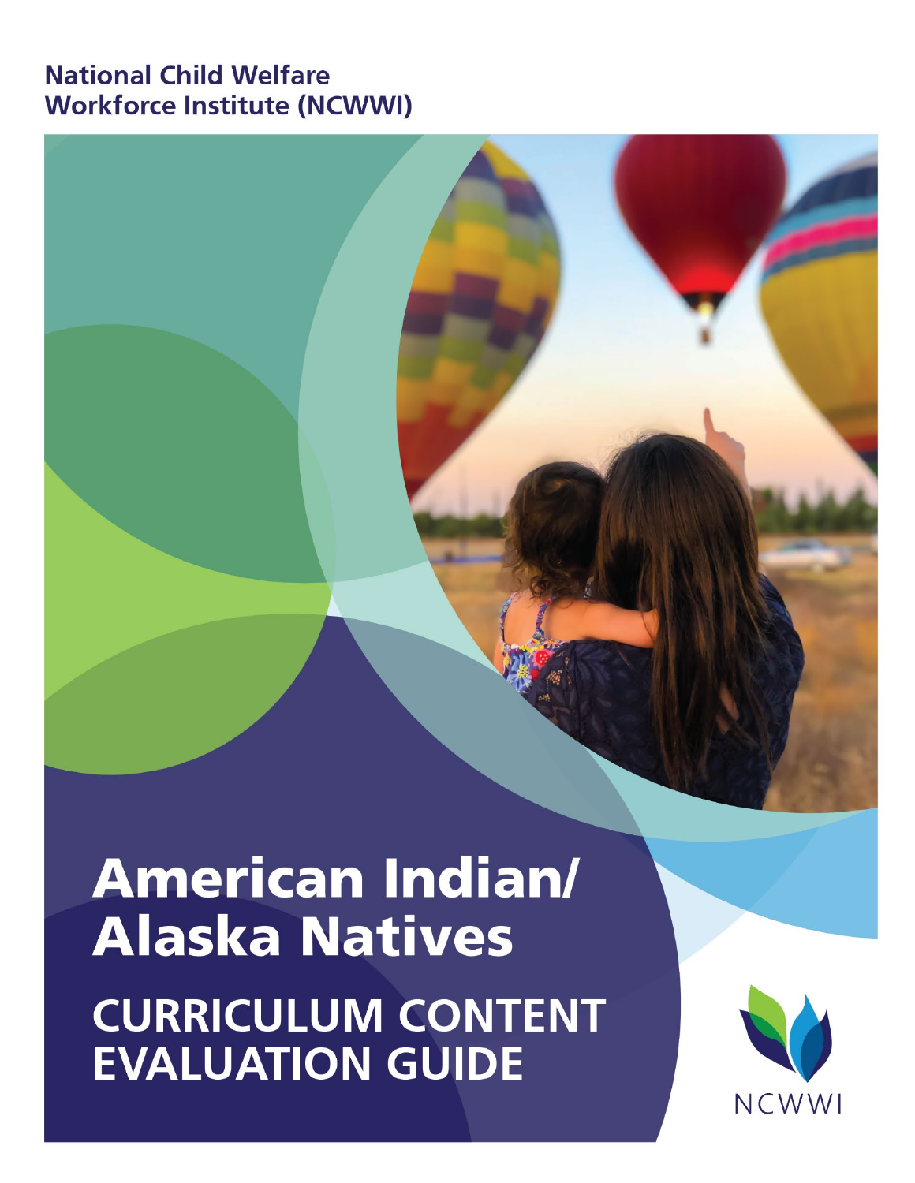**National Child Welfare Workforce Institute (NCWWI)**

# American Indian/ Alaska Natives

## CURRICULUM CONTENT EVALUATION GUIDE

NCWWI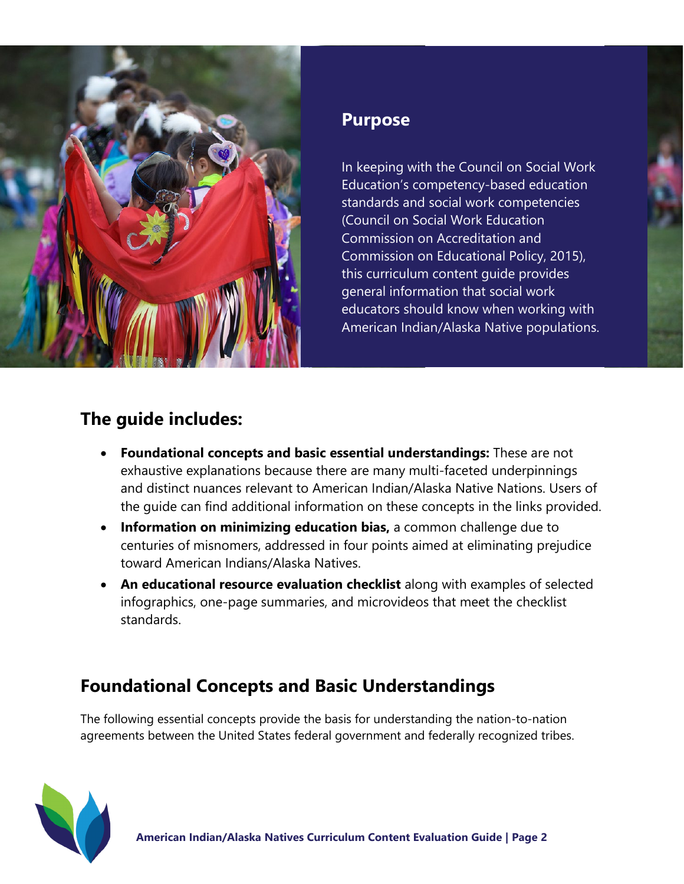## Purpose

In keeping with the Council on Social Work Education's competency-based education standards and social work competencies (Council on Social Work Education Commission on Accreditation and Commission on Educational Policy, 2015), this curriculum content guide provides general information that social work educators should know when working with American Indian/Alaska Native populations.

## The guide includes:

- **Foundational concepts and basic essential understandings:** These are not exhaustive explanations because there are many multi-faceted underpinnings and distinct nuances relevant to American Indian/Alaska Native Nations. Users of the guide can find additional information on these concepts in the links provided.
- **Information on minimizing education bias,** a common challenge due to centuries of misnomers, addressed in four points aimed at eliminating prejudice toward American Indians/Alaska Natives.
- **An educational resource evaluation checklist** along with examples of selected infographics, one-page summaries, and microvideos that meet the checklist standards.

## Foundational Concepts and Basic Understandings

The following essential concepts provide the basis for understanding the nation-to-nation agreements between the United States federal government and federally recognized tribes.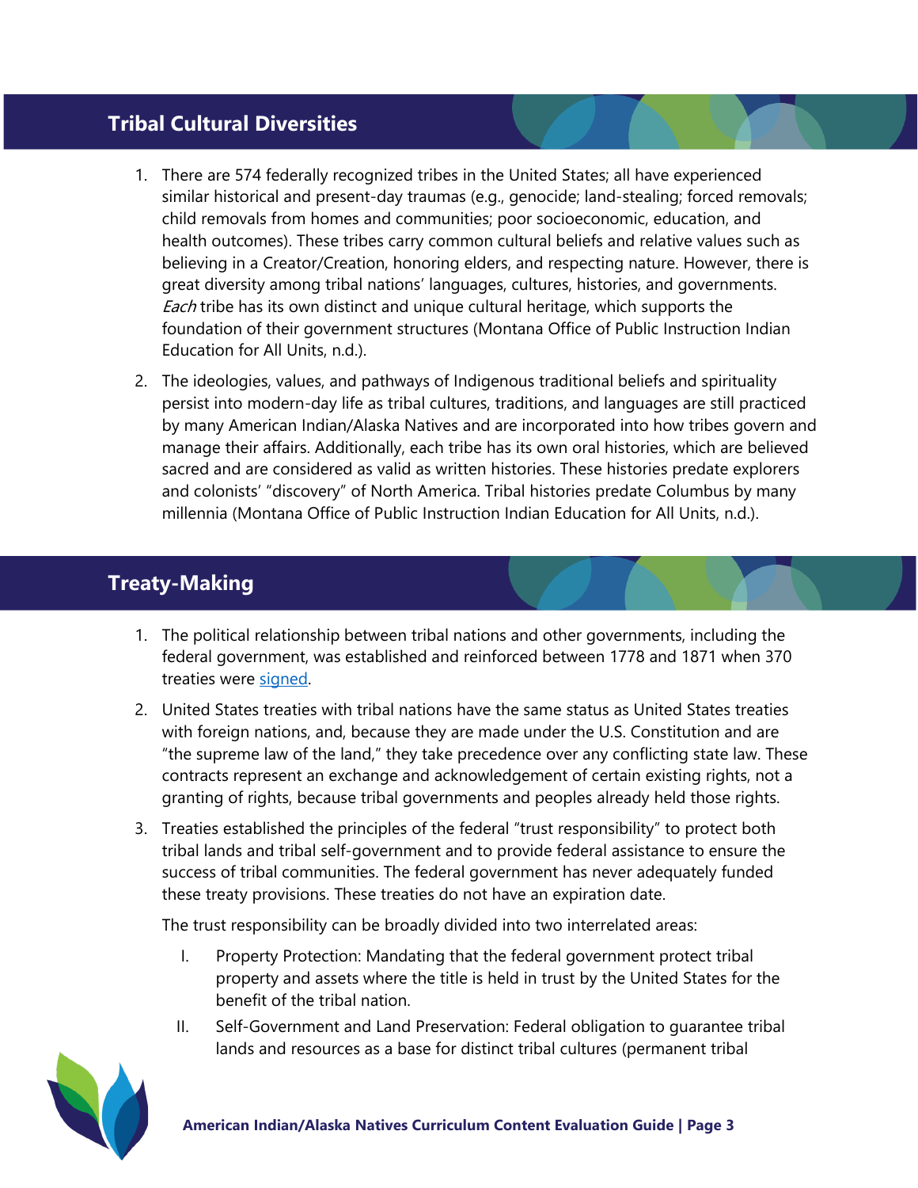## Tribal Cultural Diversities

1. There are 574 federally recognized tribes in the United States; all have experienced similar historical and present-day traumas (e.g., genocide; land-stealing; forced removals; child removals from homes and communities; poor socioeconomic, education, and health outcomes). These tribes carry common cultural beliefs and relative values such as believing in a Creator/Creation, honoring elders, and respecting nature. However, there is great diversity among tribal nations' languages, cultures, histories, and governments. *Each* tribe has its own distinct and unique cultural heritage, which supports the foundation of their government structures (Montana Office of Public Instruction Indian Education for All Units, n.d.).

2. The ideologies, values, and pathways of Indigenous traditional beliefs and spirituality persist into modern-day life as tribal cultures, traditions, and languages are still practiced by many American Indian/Alaska Natives and are incorporated into how tribes govern and manage their affairs. Additionally, each tribe has its own oral histories, which are believed sacred and are considered as valid as written histories. These histories predate explorers and colonists' "discovery" of North America. Tribal histories predate Columbus by many millennia (Montana Office of Public Instruction Indian Education for All Units, n.d.).

## Treaty-Making

1. The political relationship between tribal nations and other governments, including the federal government, was established and reinforced between 1778 and 1871 when 370 treaties were signed.

2. United States treaties with tribal nations have the same status as United States treaties with foreign nations, and, because they are made under the U.S. Constitution and are "the supreme law of the land," they take precedence over any conflicting state law. These contracts represent an exchange and acknowledgement of certain existing rights, not a granting of rights, because tribal governments and peoples already held those rights.

3. Treaties established the principles of the federal "trust responsibility" to protect both tribal lands and tribal self-government and to provide federal assistance to ensure the success of tribal communities. The federal government has never adequately funded these treaty provisions. These treaties do not have an expiration date.

   The trust responsibility can be broadly divided into two interrelated areas:

   I. Property Protection: Mandating that the federal government protect tribal property and assets where the title is held in trust by the United States for the benefit of the tribal nation.

   II. Self-Government and Land Preservation: Federal obligation to guarantee tribal lands and resources as a base for distinct tribal cultures (permanent tribal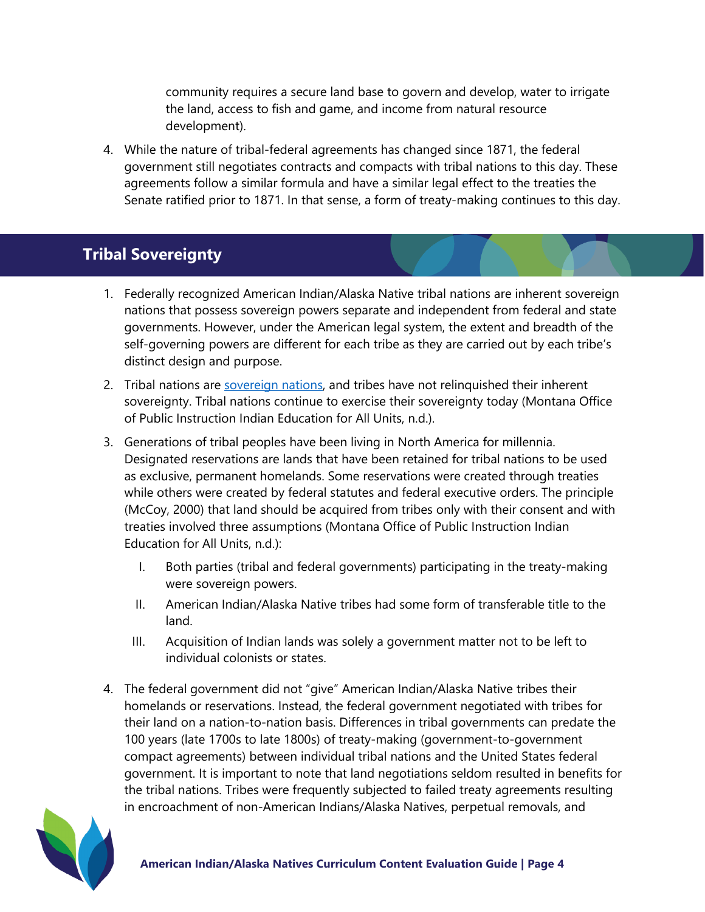community requires a secure land base to govern and develop, water to irrigate the land, access to fish and game, and income from natural resource development).

4. While the nature of tribal-federal agreements has changed since 1871, the federal government still negotiates contracts and compacts with tribal nations to this day. These agreements follow a similar formula and have a similar legal effect to the treaties the Senate ratified prior to 1871. In that sense, a form of treaty-making continues to this day.

## Tribal Sovereignty

1. Federally recognized American Indian/Alaska Native tribal nations are inherent sovereign nations that possess sovereign powers separate and independent from federal and state governments. However, under the American legal system, the extent and breadth of the self-governing powers are different for each tribe as they are carried out by each tribe's distinct design and purpose.
2. Tribal nations are sovereign nations, and tribes have not relinquished their inherent sovereignty. Tribal nations continue to exercise their sovereignty today (Montana Office of Public Instruction Indian Education for All Units, n.d.).
3. Generations of tribal peoples have been living in North America for millennia. Designated reservations are lands that have been retained for tribal nations to be used as exclusive, permanent homelands. Some reservations were created through treaties while others were created by federal statutes and federal executive orders. The principle (McCoy, 2000) that land should be acquired from tribes only with their consent and with treaties involved three assumptions (Montana Office of Public Instruction Indian Education for All Units, n.d.):
   I. Both parties (tribal and federal governments) participating in the treaty-making were sovereign powers.
   II. American Indian/Alaska Native tribes had some form of transferable title to the land.
   III. Acquisition of Indian lands was solely a government matter not to be left to individual colonists or states.
4. The federal government did not "give" American Indian/Alaska Native tribes their homelands or reservations. Instead, the federal government negotiated with tribes for their land on a nation-to-nation basis. Differences in tribal governments can predate the 100 years (late 1700s to late 1800s) of treaty-making (government-to-government compact agreements) between individual tribal nations and the United States federal government. It is important to note that land negotiations seldom resulted in benefits for the tribal nations. Tribes were frequently subjected to failed treaty agreements resulting in encroachment of non-American Indians/Alaska Natives, perpetual removals, and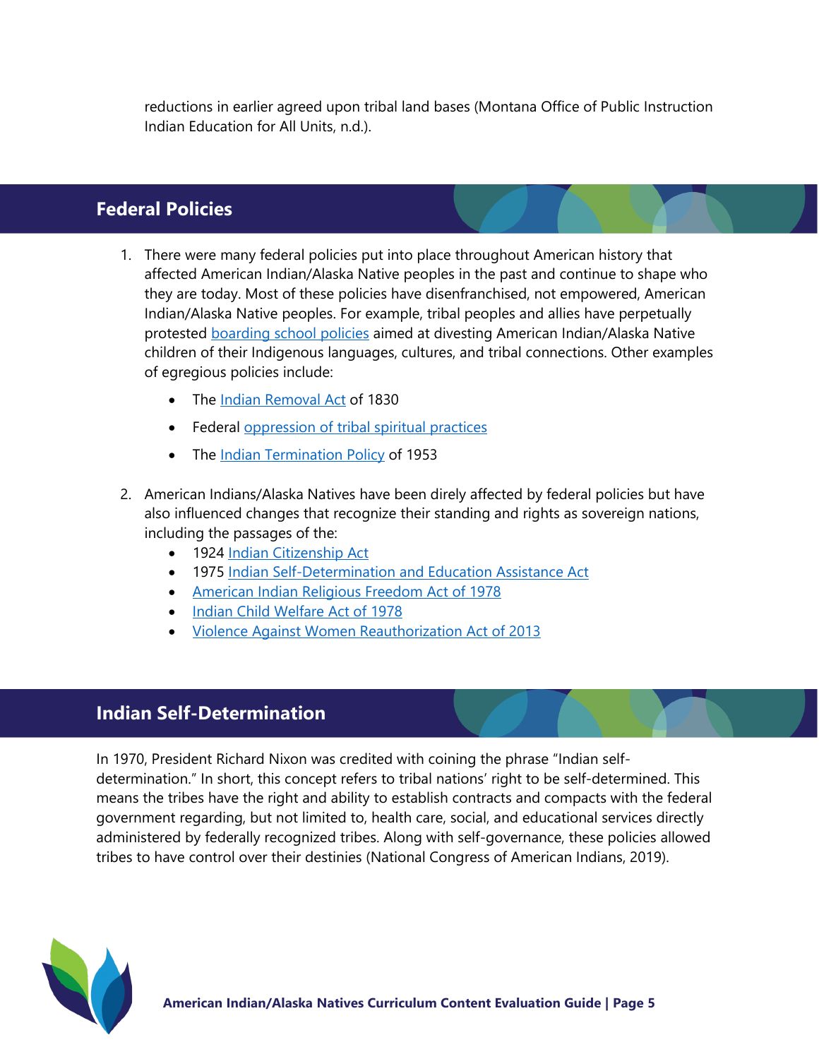reductions in earlier agreed upon tribal land bases (Montana Office of Public Instruction Indian Education for All Units, n.d.).

## Federal Policies

1. There were many federal policies put into place throughout American history that affected American Indian/Alaska Native peoples in the past and continue to shape who they are today. Most of these policies have disenfranchised, not empowered, American Indian/Alaska Native peoples. For example, tribal peoples and allies have perpetually protested boarding school policies aimed at divesting American Indian/Alaska Native children of their Indigenous languages, cultures, and tribal connections. Other examples of egregious policies include:
   - The Indian Removal Act of 1830
   - Federal oppression of tribal spiritual practices
   - The Indian Termination Policy of 1953
2. American Indians/Alaska Natives have been direly affected by federal policies but have also influenced changes that recognize their standing and rights as sovereign nations, including the passages of the:
   - 1924 Indian Citizenship Act
   - 1975 Indian Self-Determination and Education Assistance Act
   - American Indian Religious Freedom Act of 1978
   - Indian Child Welfare Act of 1978
   - Violence Against Women Reauthorization Act of 2013

## Indian Self-Determination

In 1970, President Richard Nixon was credited with coining the phrase "Indian self-determination." In short, this concept refers to tribal nations' right to be self-determined. This means the tribes have the right and ability to establish contracts and compacts with the federal government regarding, but not limited to, health care, social, and educational services directly administered by federally recognized tribes. Along with self-governance, these policies allowed tribes to have control over their destinies (National Congress of American Indians, 2019).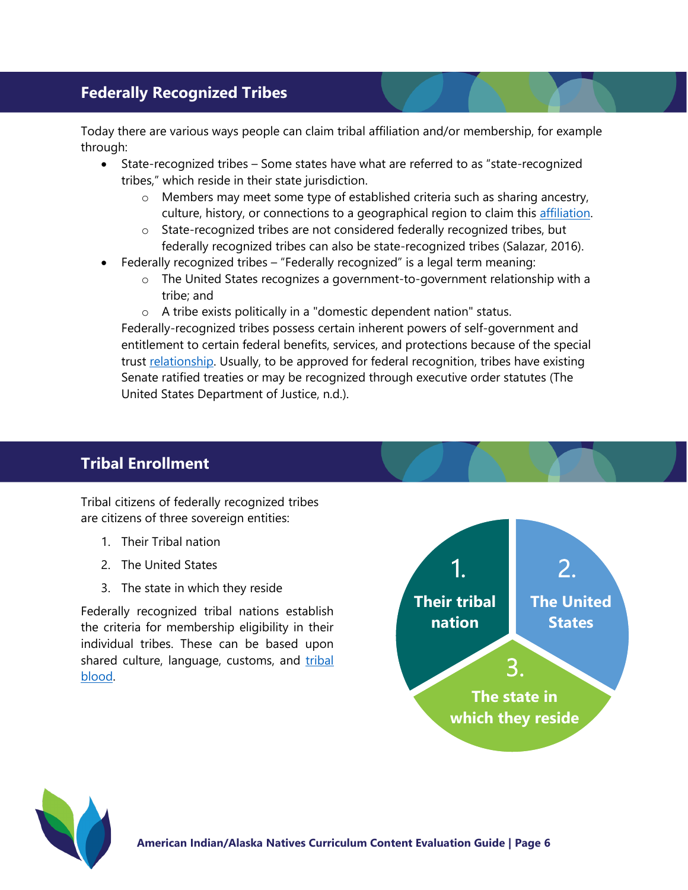## Federally Recognized Tribes

Today there are various ways people can claim tribal affiliation and/or membership, for example through:

- State-recognized tribes – Some states have what are referred to as "state-recognized tribes," which reside in their state jurisdiction.
  - Members may meet some type of established criteria such as sharing ancestry, culture, history, or connections to a geographical region to claim this affiliation.
  - State-recognized tribes are not considered federally recognized tribes, but federally recognized tribes can also be state-recognized tribes (Salazar, 2016).
- Federally recognized tribes – "Federally recognized" is a legal term meaning:
  - The United States recognizes a government-to-government relationship with a tribe; and
  - A tribe exists politically in a "domestic dependent nation" status.

  Federally-recognized tribes possess certain inherent powers of self-government and entitlement to certain federal benefits, services, and protections because of the special trust relationship. Usually, to be approved for federal recognition, tribes have existing Senate ratified treaties or may be recognized through executive order statutes (The United States Department of Justice, n.d.).

## Tribal Enrollment

Tribal citizens of federally recognized tribes are citizens of three sovereign entities:

1. Their Tribal nation
2. The United States
3. The state in which they reside

Federally recognized tribal nations establish the criteria for membership eligibility in their individual tribes. These can be based upon shared culture, language, customs, and tribal blood.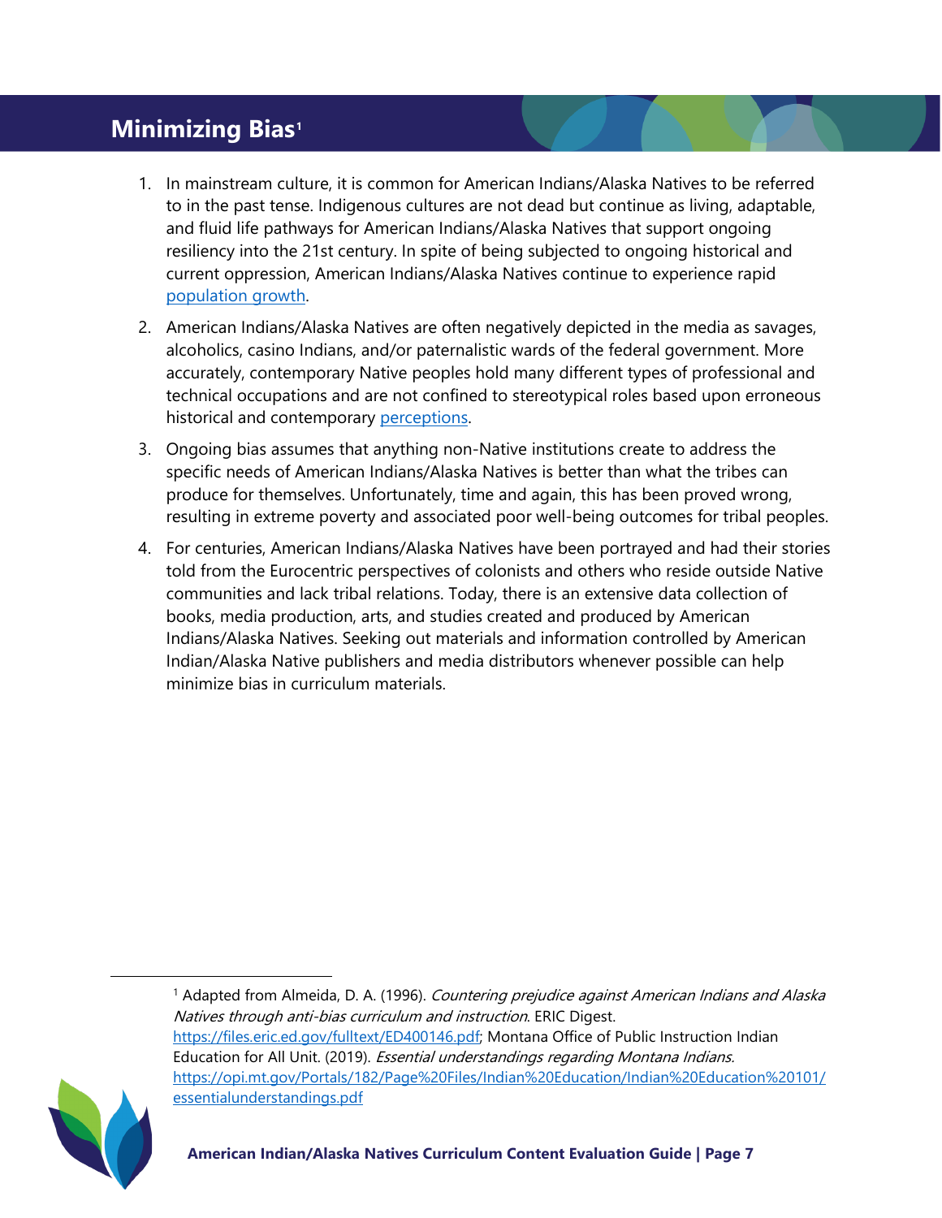## Minimizing Bias[1]

1. In mainstream culture, it is common for American Indians/Alaska Natives to be referred to in the past tense. Indigenous cultures are not dead but continue as living, adaptable, and fluid life pathways for American Indians/Alaska Natives that support ongoing resiliency into the 21st century. In spite of being subjected to ongoing historical and current oppression, American Indians/Alaska Natives continue to experience rapid [population growth](#).
2. American Indians/Alaska Natives are often negatively depicted in the media as savages, alcoholics, casino Indians, and/or paternalistic wards of the federal government. More accurately, contemporary Native peoples hold many different types of professional and technical occupations and are not confined to stereotypical roles based upon erroneous historical and contemporary [perceptions](#).
3. Ongoing bias assumes that anything non-Native institutions create to address the specific needs of American Indians/Alaska Natives is better than what the tribes can produce for themselves. Unfortunately, time and again, this has been proved wrong, resulting in extreme poverty and associated poor well-being outcomes for tribal peoples.
4. For centuries, American Indians/Alaska Natives have been portrayed and had their stories told from the Eurocentric perspectives of colonists and others who reside outside Native communities and lack tribal relations. Today, there is an extensive data collection of books, media production, arts, and studies created and produced by American Indians/Alaska Natives. Seeking out materials and information controlled by American Indian/Alaska Native publishers and media distributors whenever possible can help minimize bias in curriculum materials.

---

[1] Adapted from Almeida, D. A. (1996). *Countering prejudice against American Indians and Alaska Natives through anti-bias curriculum and instruction*. ERIC Digest. https://files.eric.ed.gov/fulltext/ED400146.pdf; Montana Office of Public Instruction Indian Education for All Unit. (2019). *Essential understandings regarding Montana Indians.* https://opi.mt.gov/Portals/182/Page%20Files/Indian%20Education/Indian%20Education%20101/essentialunderstandings.pdf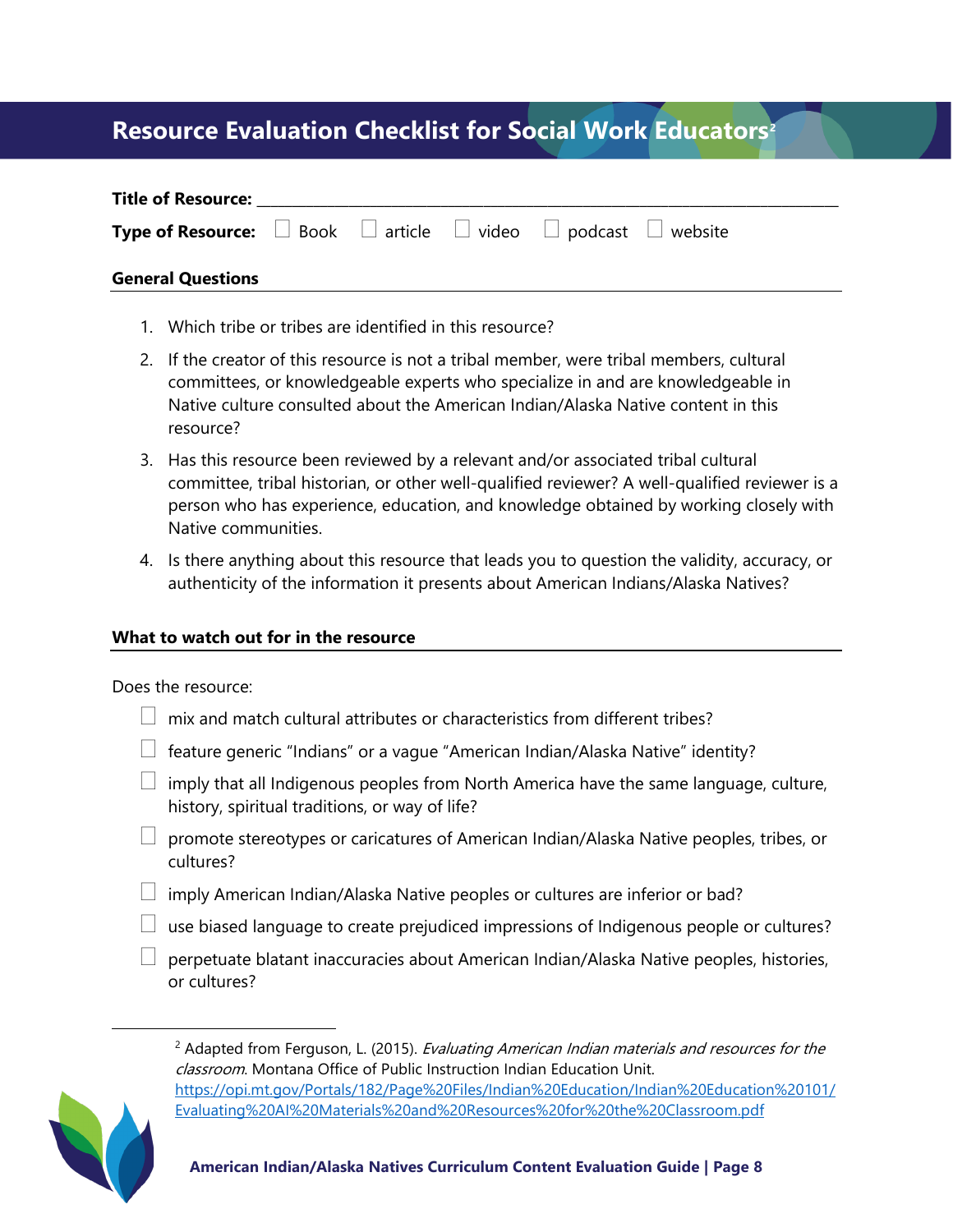# Resource Evaluation Checklist for Social Work Educators[2]

**Title of Resource:** ______________________________________________

**Type of Resource:** ☐ Book ☐ article ☐ video ☐ podcast ☐ website

## General Questions

1. Which tribe or tribes are identified in this resource?
2. If the creator of this resource is not a tribal member, were tribal members, cultural committees, or knowledgeable experts who specialize in and are knowledgeable in Native culture consulted about the American Indian/Alaska Native content in this resource?
3. Has this resource been reviewed by a relevant and/or associated tribal cultural committee, tribal historian, or other well-qualified reviewer? A well-qualified reviewer is a person who has experience, education, and knowledge obtained by working closely with Native communities.
4. Is there anything about this resource that leads you to question the validity, accuracy, or authenticity of the information it presents about American Indians/Alaska Natives?

## What to watch out for in the resource

Does the resource:

- ☐ mix and match cultural attributes or characteristics from different tribes?
- ☐ feature generic "Indians" or a vague "American Indian/Alaska Native" identity?
- ☐ imply that all Indigenous peoples from North America have the same language, culture, history, spiritual traditions, or way of life?
- ☐ promote stereotypes or caricatures of American Indian/Alaska Native peoples, tribes, or cultures?
- ☐ imply American Indian/Alaska Native peoples or cultures are inferior or bad?
- ☐ use biased language to create prejudiced impressions of Indigenous people or cultures?
- ☐ perpetuate blatant inaccuracies about American Indian/Alaska Native peoples, histories, or cultures?

[2] Adapted from Ferguson, L. (2015). *Evaluating American Indian materials and resources for the classroom*. Montana Office of Public Instruction Indian Education Unit. https://opi.mt.gov/Portals/182/Page%20Files/Indian%20Education/Indian%20Education%20101/Evaluating%20AI%20Materials%20and%20Resources%20for%20the%20Classroom.pdf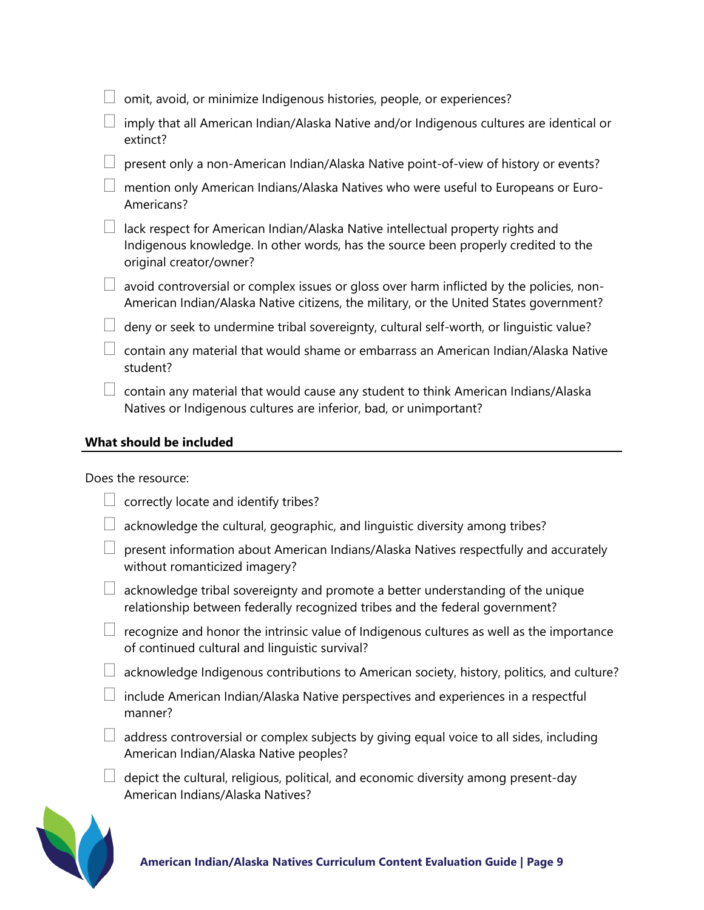- [ ] omit, avoid, or minimize Indigenous histories, people, or experiences?
- [ ] imply that all American Indian/Alaska Native and/or Indigenous cultures are identical or extinct?
- [ ] present only a non-American Indian/Alaska Native point-of-view of history or events?
- [ ] mention only American Indians/Alaska Natives who were useful to Europeans or Euro-Americans?
- [ ] lack respect for American Indian/Alaska Native intellectual property rights and Indigenous knowledge. In other words, has the source been properly credited to the original creator/owner?
- [ ] avoid controversial or complex issues or gloss over harm inflicted by the policies, non-American Indian/Alaska Native citizens, the military, or the United States government?
- [ ] deny or seek to undermine tribal sovereignty, cultural self-worth, or linguistic value?
- [ ] contain any material that would shame or embarrass an American Indian/Alaska Native student?
- [ ] contain any material that would cause any student to think American Indians/Alaska Natives or Indigenous cultures are inferior, bad, or unimportant?

### What should be included

Does the resource:

- [ ] correctly locate and identify tribes?
- [ ] acknowledge the cultural, geographic, and linguistic diversity among tribes?
- [ ] present information about American Indians/Alaska Natives respectfully and accurately without romanticized imagery?
- [ ] acknowledge tribal sovereignty and promote a better understanding of the unique relationship between federally recognized tribes and the federal government?
- [ ] recognize and honor the intrinsic value of Indigenous cultures as well as the importance of continued cultural and linguistic survival?
- [ ] acknowledge Indigenous contributions to American society, history, politics, and culture?
- [ ] include American Indian/Alaska Native perspectives and experiences in a respectful manner?
- [ ] address controversial or complex subjects by giving equal voice to all sides, including American Indian/Alaska Native peoples?
- [ ] depict the cultural, religious, political, and economic diversity among present-day American Indians/Alaska Natives?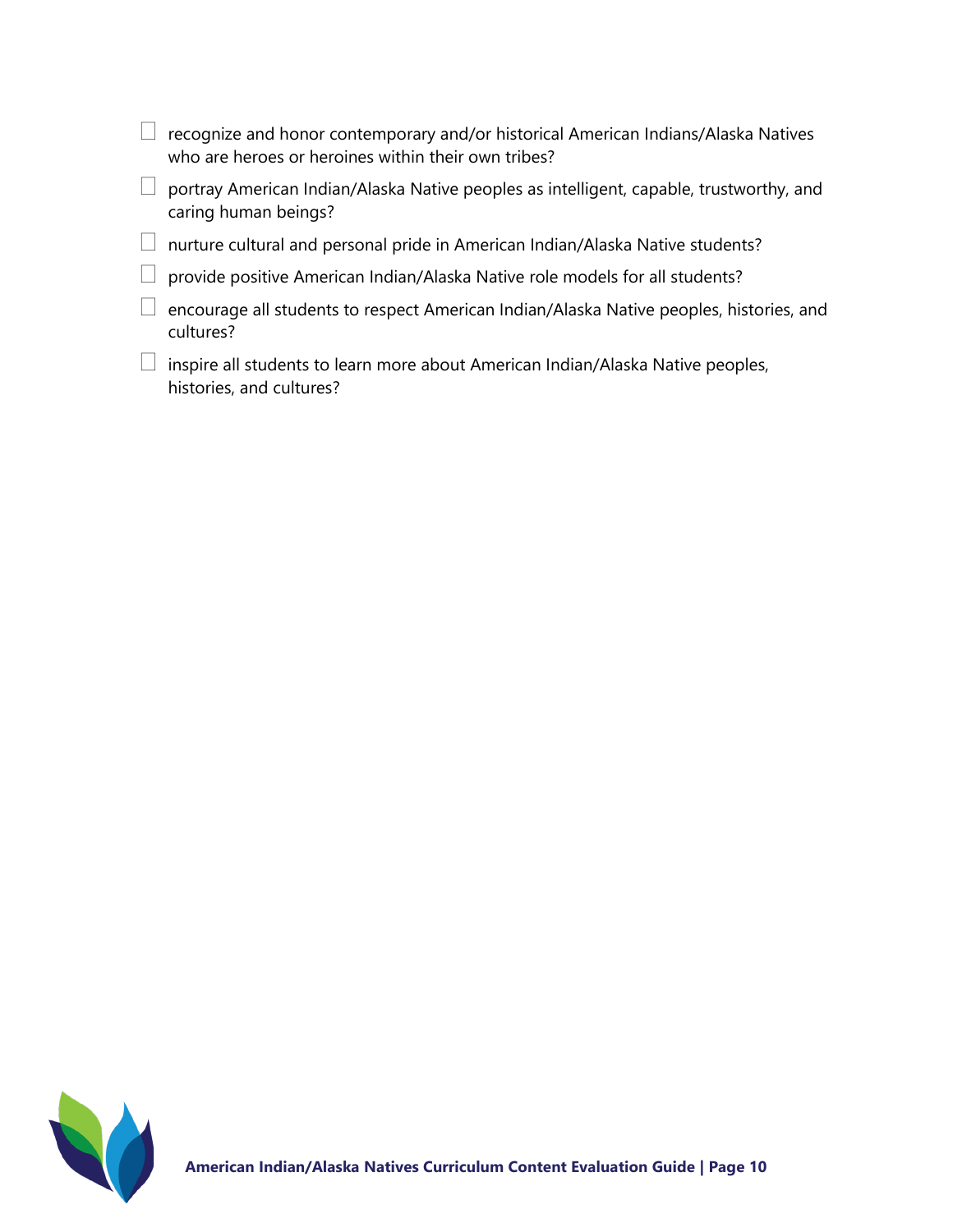- [ ] recognize and honor contemporary and/or historical American Indians/Alaska Natives who are heroes or heroines within their own tribes?
- [ ] portray American Indian/Alaska Native peoples as intelligent, capable, trustworthy, and caring human beings?
- [ ] nurture cultural and personal pride in American Indian/Alaska Native students?
- [ ] provide positive American Indian/Alaska Native role models for all students?
- [ ] encourage all students to respect American Indian/Alaska Native peoples, histories, and cultures?
- [ ] inspire all students to learn more about American Indian/Alaska Native peoples, histories, and cultures?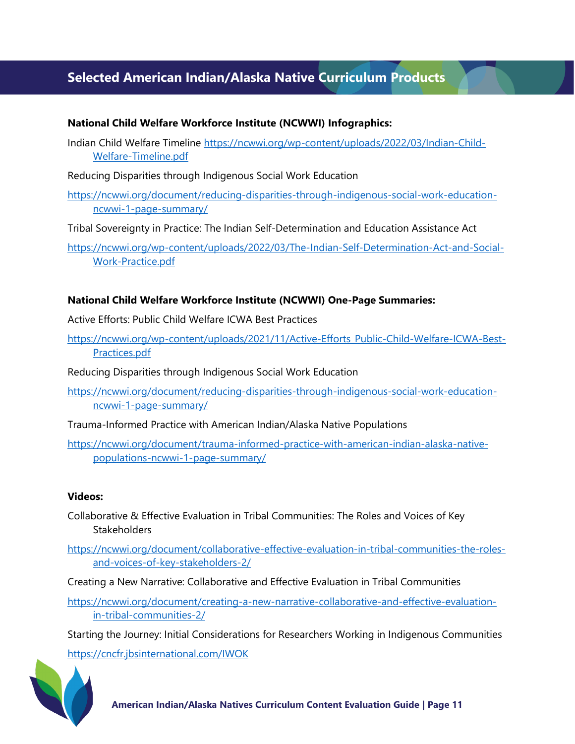## Selected American Indian/Alaska Native Curriculum Products

**National Child Welfare Workforce Institute (NCWWI) Infographics:**

Indian Child Welfare Timeline https://ncwwi.org/wp-content/uploads/2022/03/Indian-Child-Welfare-Timeline.pdf

Reducing Disparities through Indigenous Social Work Education

https://ncwwi.org/document/reducing-disparities-through-indigenous-social-work-education-ncwwi-1-page-summary/

Tribal Sovereignty in Practice: The Indian Self-Determination and Education Assistance Act

https://ncwwi.org/wp-content/uploads/2022/03/The-Indian-Self-Determination-Act-and-Social-Work-Practice.pdf

**National Child Welfare Workforce Institute (NCWWI) One-Page Summaries:**

Active Efforts: Public Child Welfare ICWA Best Practices

https://ncwwi.org/wp-content/uploads/2021/11/Active-Efforts_Public-Child-Welfare-ICWA-Best-Practices.pdf

Reducing Disparities through Indigenous Social Work Education

https://ncwwi.org/document/reducing-disparities-through-indigenous-social-work-education-ncwwi-1-page-summary/

Trauma-Informed Practice with American Indian/Alaska Native Populations

https://ncwwi.org/document/trauma-informed-practice-with-american-indian-alaska-native-populations-ncwwi-1-page-summary/

**Videos:**

Collaborative & Effective Evaluation in Tribal Communities: The Roles and Voices of Key Stakeholders

https://ncwwi.org/document/collaborative-effective-evaluation-in-tribal-communities-the-roles-and-voices-of-key-stakeholders-2/

Creating a New Narrative: Collaborative and Effective Evaluation in Tribal Communities

https://ncwwi.org/document/creating-a-new-narrative-collaborative-and-effective-evaluation-in-tribal-communities-2/

Starting the Journey: Initial Considerations for Researchers Working in Indigenous Communities

https://cncfr.jbsinternational.com/IWOK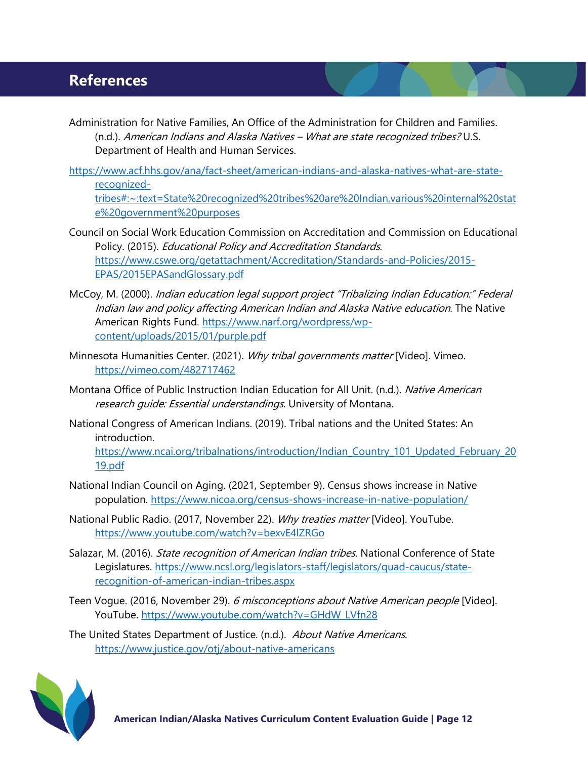# References

Administration for Native Families, An Office of the Administration for Children and Families. (n.d.). *American Indians and Alaska Natives – What are state recognized tribes?* U.S. Department of Health and Human Services.

https://www.acf.hhs.gov/ana/fact-sheet/american-indians-and-alaska-natives-what-are-state-recognized-tribes#:~:text=State%20recognized%20tribes%20are%20Indian,various%20internal%20state%20government%20purposes

Council on Social Work Education Commission on Accreditation and Commission on Educational Policy. (2015). *Educational Policy and Accreditation Standards*. https://www.cswe.org/getattachment/Accreditation/Standards-and-Policies/2015-EPAS/2015EPASandGlossary.pdf

McCoy, M. (2000). *Indian education legal support project "Tribalizing Indian Education:" Federal Indian law and policy affecting American Indian and Alaska Native education*. The Native American Rights Fund. https://www.narf.org/wordpress/wp-content/uploads/2015/01/purple.pdf

Minnesota Humanities Center. (2021). *Why tribal governments matter* [Video]. Vimeo. https://vimeo.com/482717462

Montana Office of Public Instruction Indian Education for All Unit. (n.d.). *Native American research guide: Essential understandings*. University of Montana.

National Congress of American Indians. (2019). Tribal nations and the United States: An introduction. https://www.ncai.org/tribalnations/introduction/Indian_Country_101_Updated_February_2019.pdf

National Indian Council on Aging. (2021, September 9). Census shows increase in Native population. https://www.nicoa.org/census-shows-increase-in-native-population/

National Public Radio. (2017, November 22). *Why treaties matter* [Video]. YouTube. https://www.youtube.com/watch?v=bexvE4lZRGo

Salazar, M. (2016). *State recognition of American Indian tribes*. National Conference of State Legislatures. https://www.ncsl.org/legislators-staff/legislators/quad-caucus/state-recognition-of-american-indian-tribes.aspx

Teen Vogue. (2016, November 29). *6 misconceptions about Native American people* [Video]. YouTube. https://www.youtube.com/watch?v=GHdW_LVfn28

The United States Department of Justice. (n.d.). *About Native Americans.* https://www.justice.gov/otj/about-native-americans